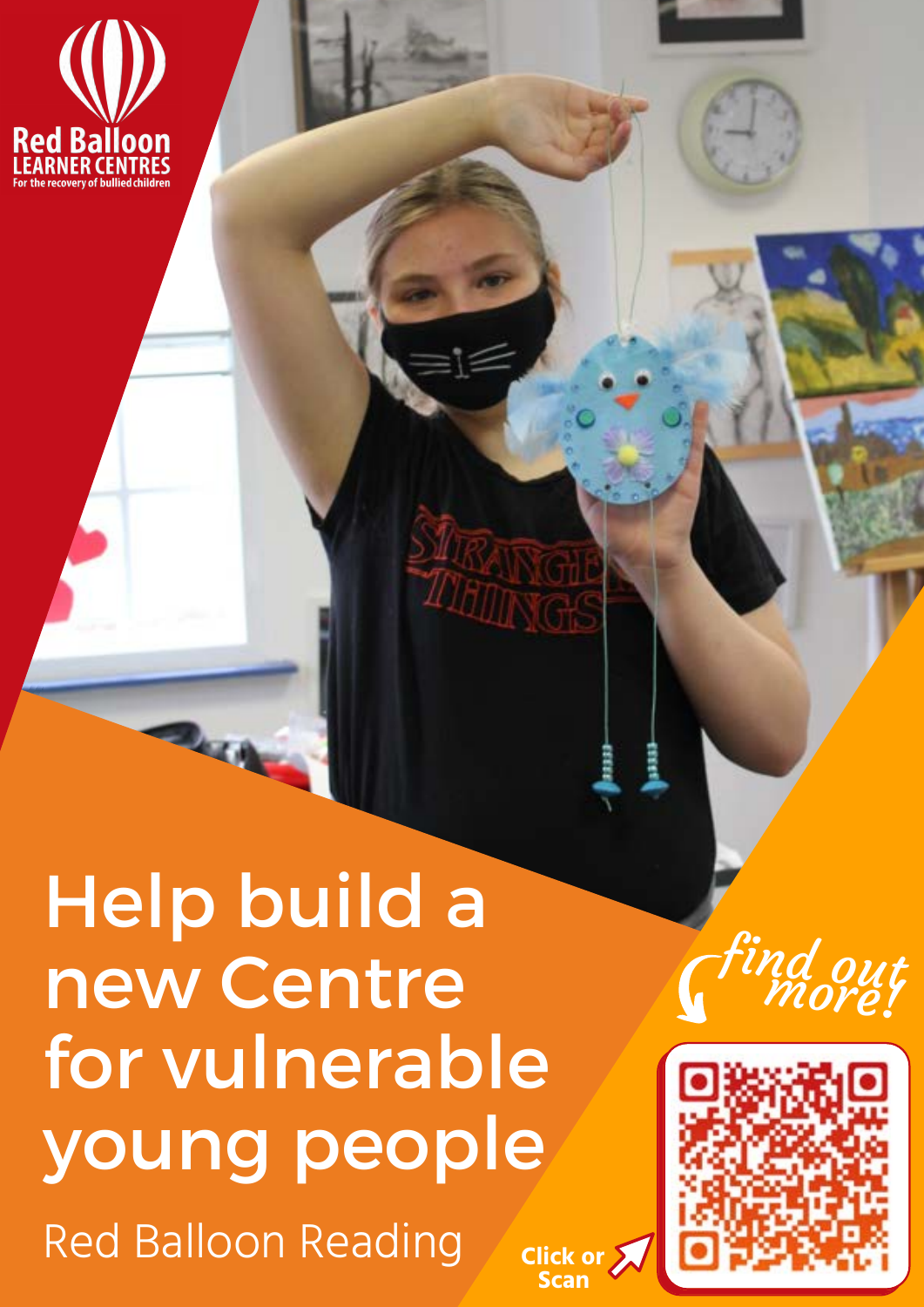Red Balloon
LEARNER CENTRES
For the recovery of bullied children

# Help build a new Centre for vulnerable young people

Red Balloon Reading

*find out more!*

Click or Scan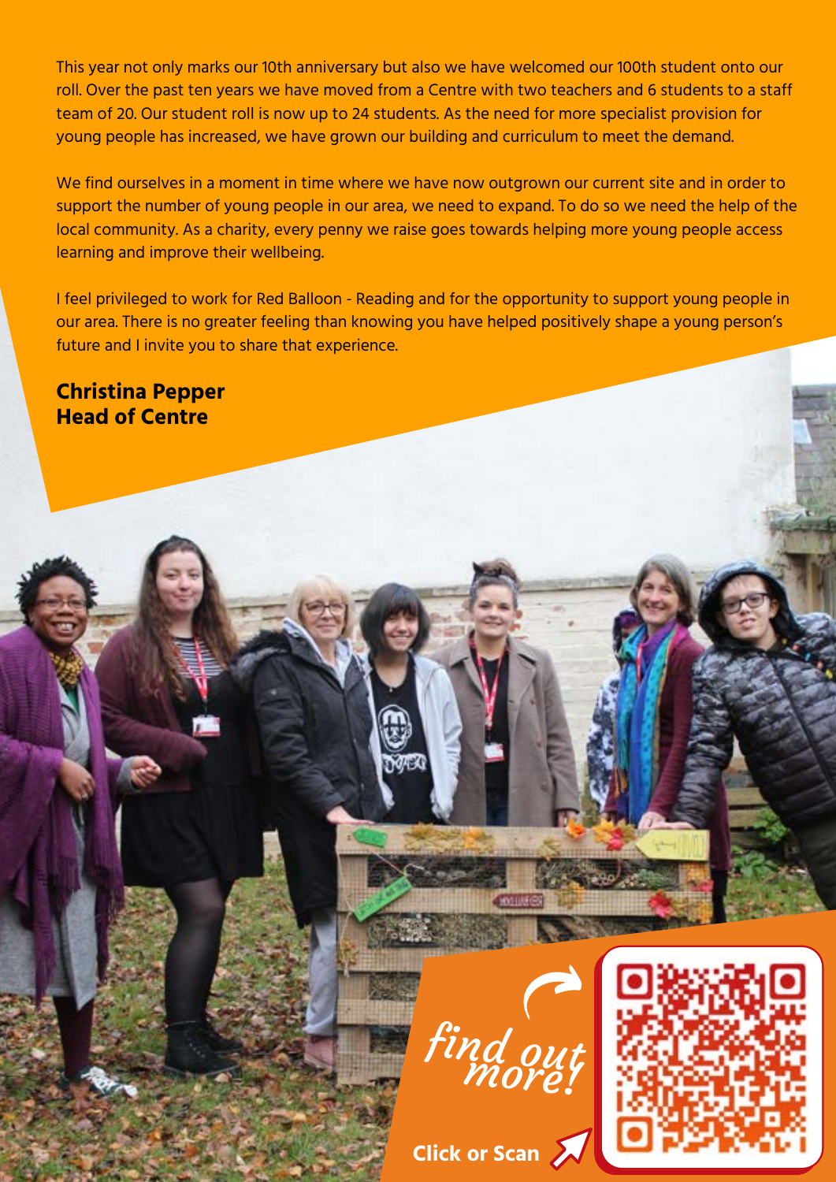This year not only marks our 10th anniversary but also we have welcomed our 100th student onto our roll. Over the past ten years we have moved from a Centre with two teachers and 6 students to a staff team of 20. Our student roll is now up to 24 students. As the need for more specialist provision for young people has increased, we have grown our building and curriculum to meet the demand.

We find ourselves in a moment in time where we have now outgrown our current site and in order to support the number of young people in our area, we need to expand. To do so we need the help of the local community. As a charity, every penny we raise goes towards helping more young people access learning and improve their wellbeing.

I feel privileged to work for Red Balloon - Reading and for the opportunity to support young people in our area. There is no greater feeling than knowing you have helped positively shape a young person's future and I invite you to share that experience.

**Christina Pepper**
**Head of Centre**

*find out more!*

**Click or Scan**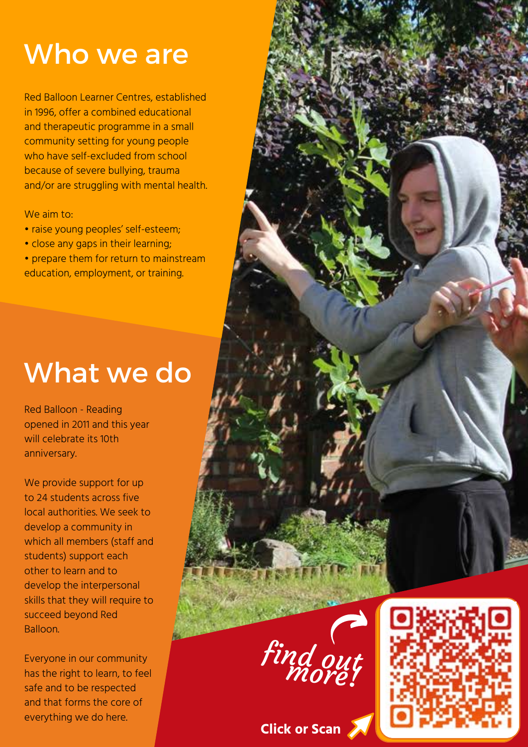# Who we are

Red Balloon Learner Centres, established in 1996, offer a combined educational and therapeutic programme in a small community setting for young people who have self-excluded from school because of severe bullying, trauma and/or are struggling with mental health.

We aim to:

- raise young peoples' self-esteem;
- close any gaps in their learning;
- prepare them for return to mainstream education, employment, or training.

# What we do

Red Balloon - Reading opened in 2011 and this year will celebrate its 10th anniversary.

We provide support for up to 24 students across five local authorities. We seek to develop a community in which all members (staff and students) support each other to learn and to develop the interpersonal skills that they will require to succeed beyond Red Balloon.

Everyone in our community has the right to learn, to feel safe and to be respected and that forms the core of everything we do here.

*find out more!*

**Click or Scan**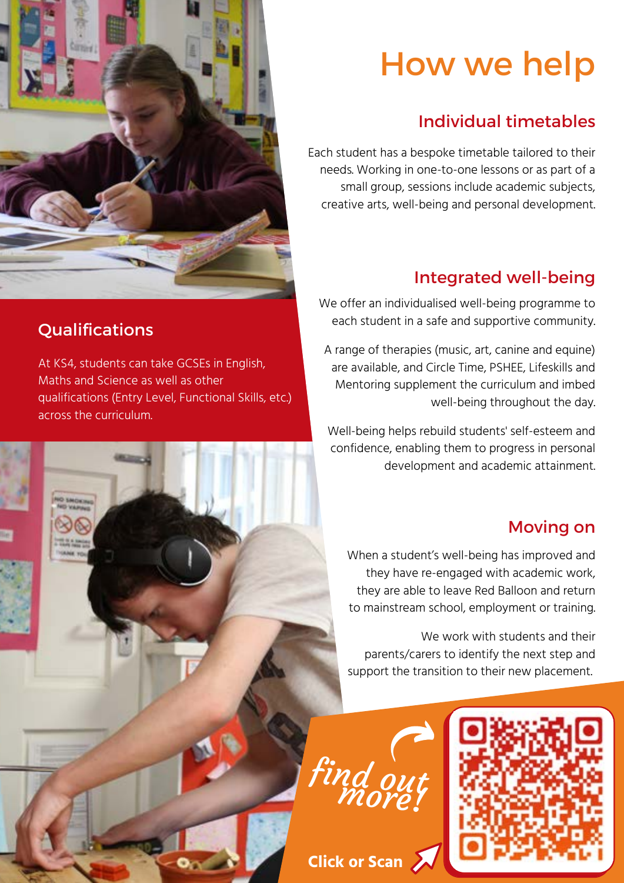# How we help

## Individual timetables

Each student has a bespoke timetable tailored to their needs. Working in one-to-one lessons or as part of a small group, sessions include academic subjects, creative arts, well-being and personal development.

## Qualifications

At KS4, students can take GCSEs in English, Maths and Science as well as other qualifications (Entry Level, Functional Skills, etc.) across the curriculum.

## Integrated well-being

We offer an individualised well-being programme to each student in a safe and supportive community.

A range of therapies (music, art, canine and equine) are available, and Circle Time, PSHEE, Lifeskills and Mentoring supplement the curriculum and imbed well-being throughout the day.

Well-being helps rebuild students' self-esteem and confidence, enabling them to progress in personal development and academic attainment.

## Moving on

When a student's well-being has improved and they have re-engaged with academic work, they are able to leave Red Balloon and return to mainstream school, employment or training.

We work with students and their parents/carers to identify the next step and support the transition to their new placement.

*find out more!*

**Click or Scan**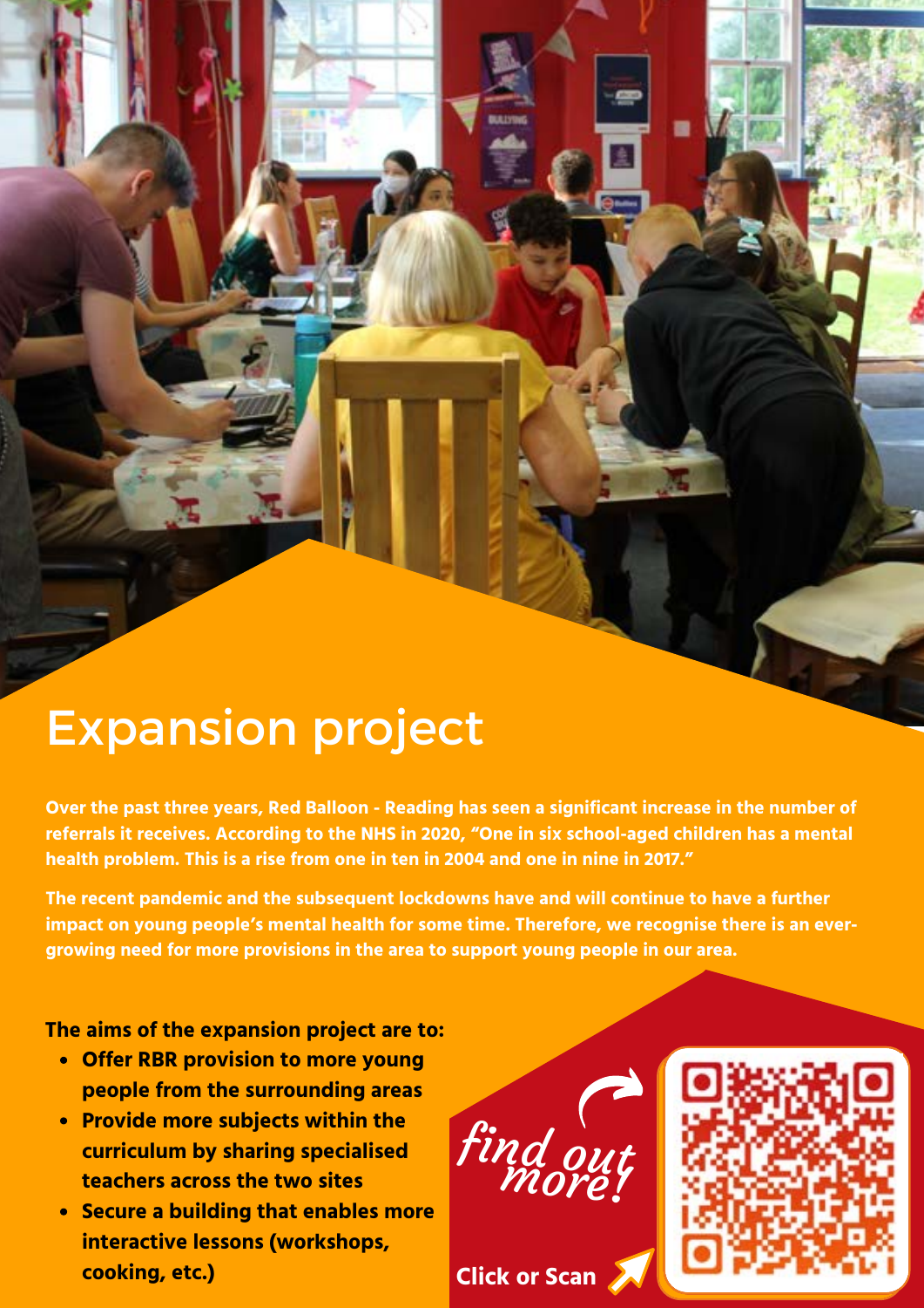# Expansion project

**Over the past three years, Red Balloon - Reading has seen a significant increase in the number of referrals it receives. According to the NHS in 2020, "One in six school-aged children has a mental health problem. This is a rise from one in ten in 2004 and one in nine in 2017."**

**The recent pandemic and the subsequent lockdowns have and will continue to have a further impact on young people's mental health for some time. Therefore, we recognise there is an ever-growing need for more provisions in the area to support young people in our area.**

**The aims of the expansion project are to:**

- **Offer RBR provision to more young people from the surrounding areas**
- **Provide more subjects within the curriculum by sharing specialised teachers across the two sites**
- **Secure a building that enables more interactive lessons (workshops, cooking, etc.)**

*find out more!*

**Click or Scan**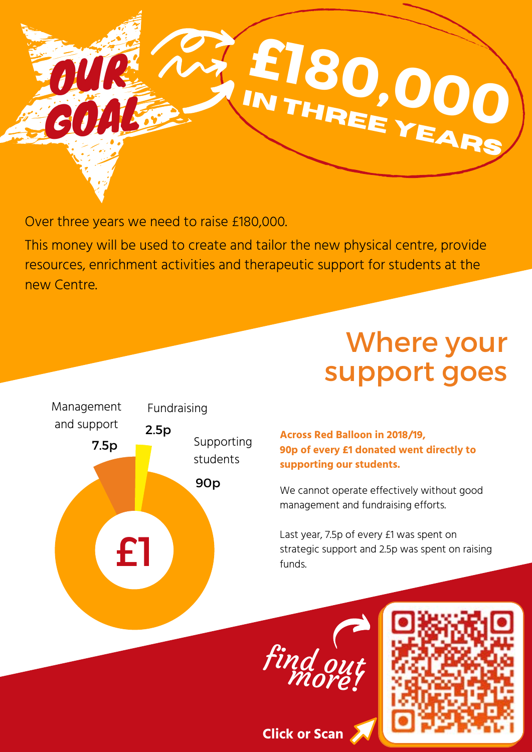# Our Goal

## £180,000 in three years

Over three years we need to raise £180,000.

This money will be used to create and tailor the new physical centre, provide resources, enrichment activities and therapeutic support for students at the new Centre.

## Where your support goes

Management and support 7.5p

Fundraising 2.5p

Supporting students 90p

£1

**Across Red Balloon in 2018/19, 90p of every £1 donated went directly to supporting our students.**

We cannot operate effectively without good management and fundraising efforts.

Last year, 7.5p of every £1 was spent on strategic support and 2.5p was spent on raising funds.

*find out more!*

**Click or Scan**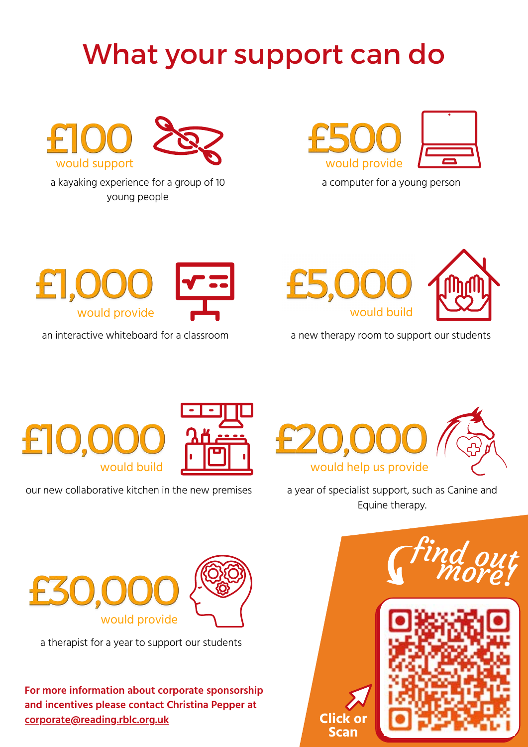# What your support can do

**£100** would support a kayaking experience for a group of 10 young people

**£500** would provide a computer for a young person

**£1,000** would provide an interactive whiteboard for a classroom

**£5,000** would build a new therapy room to support our students

**£10,000** would build our new collaborative kitchen in the new premises

**£20,000** would help us provide a year of specialist support, such as Canine and Equine therapy.

**£30,000** would provide a therapist for a year to support our students

**For more information about corporate sponsorship and incentives please contact Christina Pepper at [corporate@reading.rblc.org.uk](mailto:corporate@reading.rblc.org.uk)**

*find out more!*

**Click or Scan**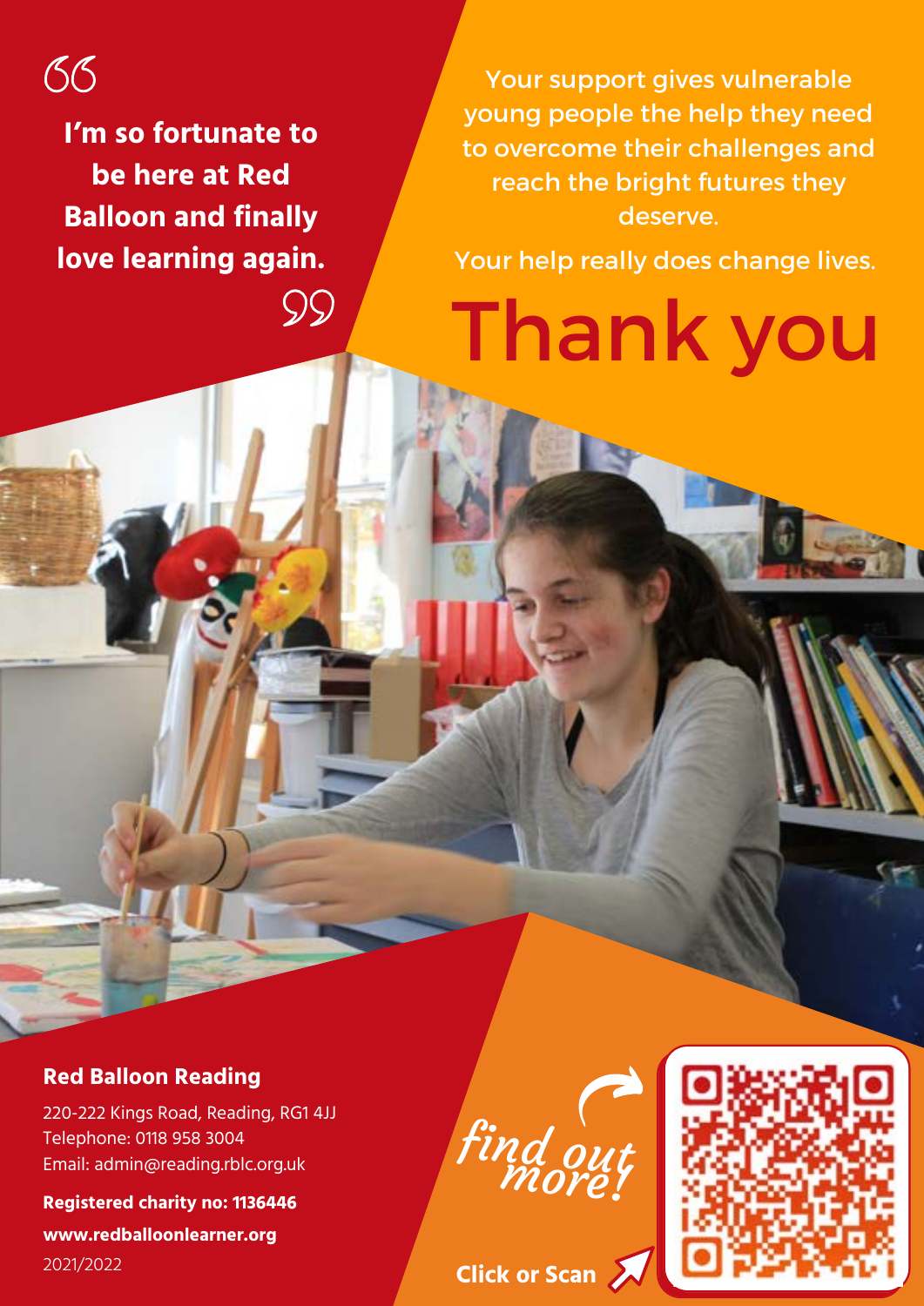> **I'm so fortunate to be here at Red Balloon and finally love learning again.**

Your support gives vulnerable young people the help they need to overcome their challenges and reach the bright futures they deserve.

Your help really does change lives.

# Thank you

**Red Balloon Reading**

220-222 Kings Road, Reading, RG1 4JJ
Telephone: 0118 958 3004
Email: admin@reading.rblc.org.uk

**Registered charity no: 1136446**

**www.redballoonlearner.org**

2021/2022

*find out more!*

**Click or Scan**